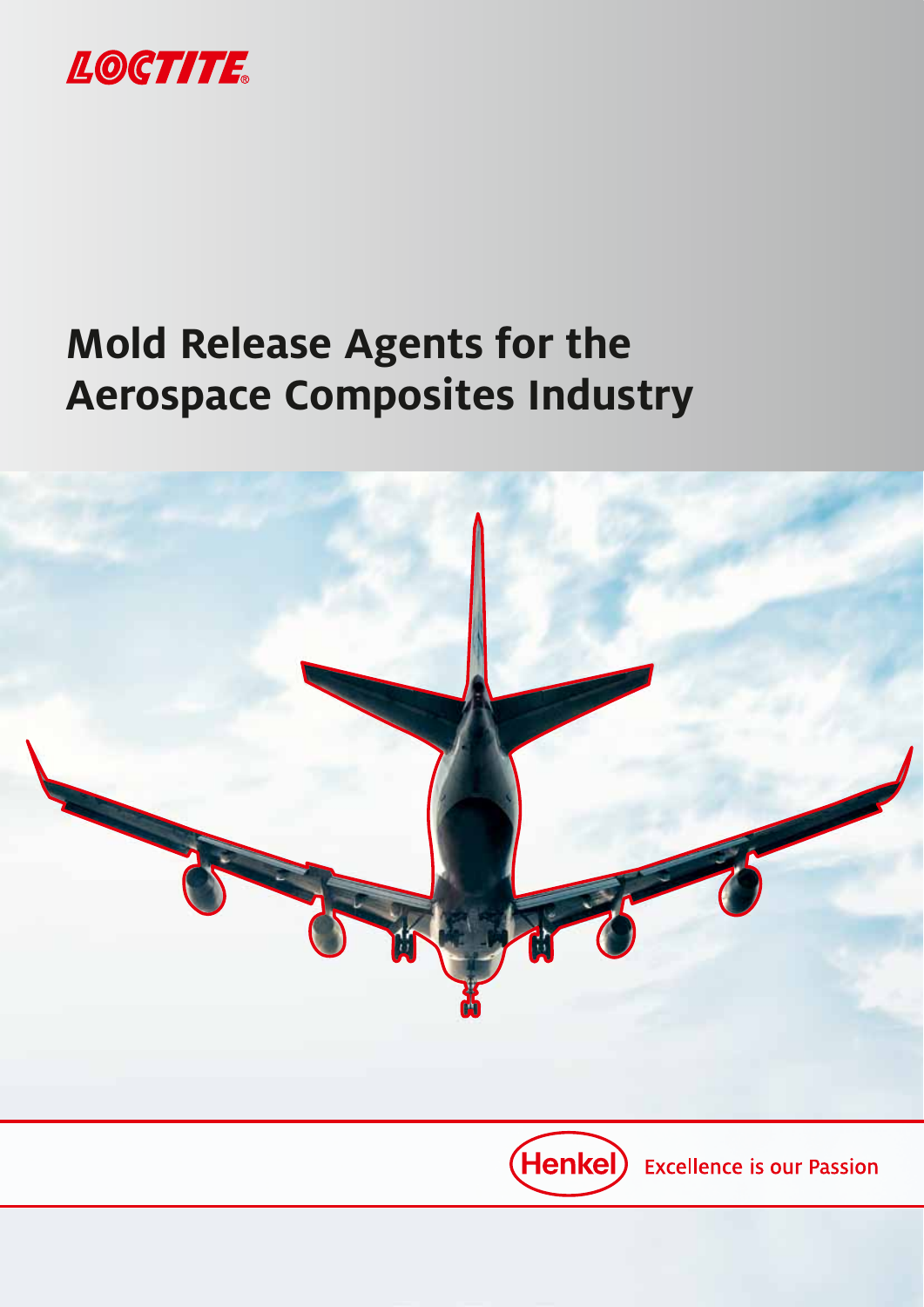LOCTITE®

# Mold Release Agents for the Aerospace Composites Industry

Henkel Excellence is our Passion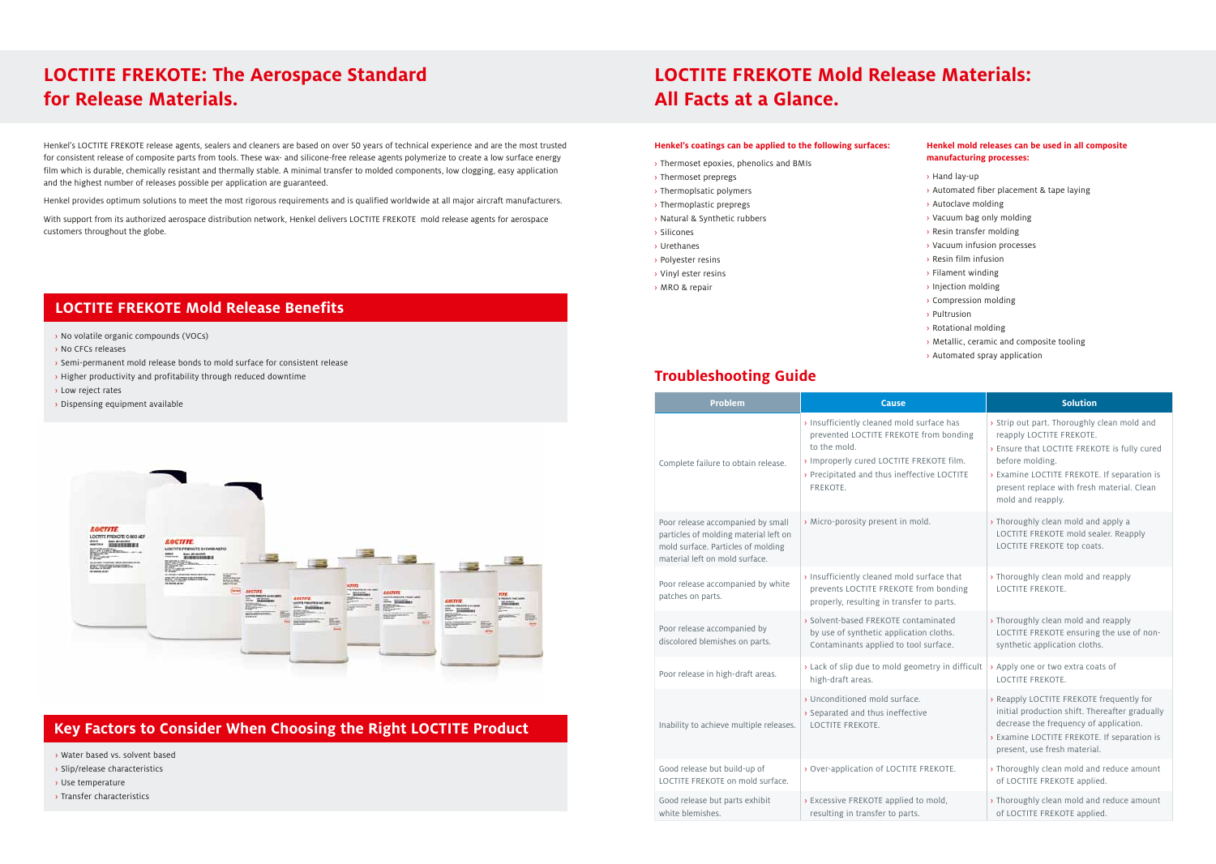# LOCTITE FREKOTE: The Aerospace Standard for Release Materials.

Henkel's LOCTITE FREKOTE release agents, sealers and cleaners are based on over 50 years of technical experience and are the most trusted for consistent release of composite parts from tools. These wax- and silicone-free release agents polymerize to create a low surface energy film which is durable, chemically resistant and thermally stable. A minimal transfer to molded components, low clogging, easy application and the highest number of releases possible per application are guaranteed.

Henkel provides optimum solutions to meet the most rigorous requirements and is qualified worldwide at all major aircraft manufacturers.

With support from its authorized aerospace distribution network, Henkel delivers LOCTITE FREKOTE mold release agents for aerospace customers throughout the globe.

## LOCTITE FREKOTE Mold Release Benefits

- No volatile organic compounds (VOCs)
- No CFCs releases
- Semi-permanent mold release bonds to mold surface for consistent release
- Higher productivity and profitability through reduced downtime
- Low reject rates
- Dispensing equipment available

## Key Factors to Consider When Choosing the Right LOCTITE Product

- Water based vs. solvent based
- Slip/release characteristics
- Use temperature
- Transfer characteristics

# LOCTITE FREKOTE Mold Release Materials: All Facts at a Glance.

**Henkel's coatings can be applied to the following surfaces:**

- Thermoset epoxies, phenolics and BMIs
- Thermoset prepregs
- Thermoplsatic polymers
- Thermoplastic prepregs
- Natural & Synthetic rubbers
- Silicones
- Urethanes
- Polyester resins
- Vinyl ester resins
- MRO & repair

**Henkel mold releases can be used in all composite manufacturing processes:**

- Hand lay-up
- Automated fiber placement & tape laying
- Autoclave molding
- Vacuum bag only molding
- Resin transfer molding
- Vacuum infusion processes
- Resin film infusion
- Filament winding
- Injection molding
- Compression molding
- Pultrusion
- Rotational molding
- Metallic, ceramic and composite tooling
- Automated spray application

## Troubleshooting Guide

| Problem | Cause | Solution |
|---|---|---|
| Complete failure to obtain release. | › Insufficiently cleaned mold surface has prevented LOCTITE FREKOTE from bonding to the mold.<br>› Improperly cured LOCTITE FREKOTE film.<br>› Precipitated and thus ineffective LOCTITE FREKOTE. | › Strip out part. Thoroughly clean mold and reapply LOCTITE FREKOTE.<br>› Ensure that LOCTITE FREKOTE is fully cured before molding.<br>› Examine LOCTITE FREKOTE. If separation is present replace with fresh material. Clean mold and reapply. |
| Poor release accompanied by small particles of molding material left on mold surface. Particles of molding material left on mold surface. | › Micro-porosity present in mold. | › Thoroughly clean mold and apply a LOCTITE FREKOTE mold sealer. Reapply LOCTITE FREKOTE top coats. |
| Poor release accompanied by white patches on parts. | › Insufficiently cleaned mold surface that prevents LOCTITE FREKOTE from bonding properly, resulting in transfer to parts. | › Thoroughly clean mold and reapply LOCTITE FREKOTE. |
| Poor release accompanied by discolored blemishes on parts. | › Solvent-based FREKOTE contaminated by use of synthetic application cloths. Contaminants applied to tool surface. | › Thoroughly clean mold and reapply LOCTITE FREKOTE ensuring the use of non-synthetic application cloths. |
| Poor release in high-draft areas. | › Lack of slip due to mold geometry in difficult high-draft areas. | › Apply one or two extra coats of LOCTITE FREKOTE. |
| Inability to achieve multiple releases. | › Unconditioned mold surface.<br>› Separated and thus ineffective LOCTITE FREKOTE. | › Reapply LOCTITE FREKOTE frequently for initial production shift. Thereafter gradually decrease the frequency of application.<br>› Examine LOCTITE FREKOTE. If separation is present, use fresh material. |
| Good release but build-up of LOCTITE FREKOTE on mold surface. | › Over-application of LOCTITE FREKOTE. | › Thoroughly clean mold and reduce amount of LOCTITE FREKOTE applied. |
| Good release but parts exhibit white blemishes. | › Excessive FREKOTE applied to mold, resulting in transfer to parts. | › Thoroughly clean mold and reduce amount of LOCTITE FREKOTE applied. |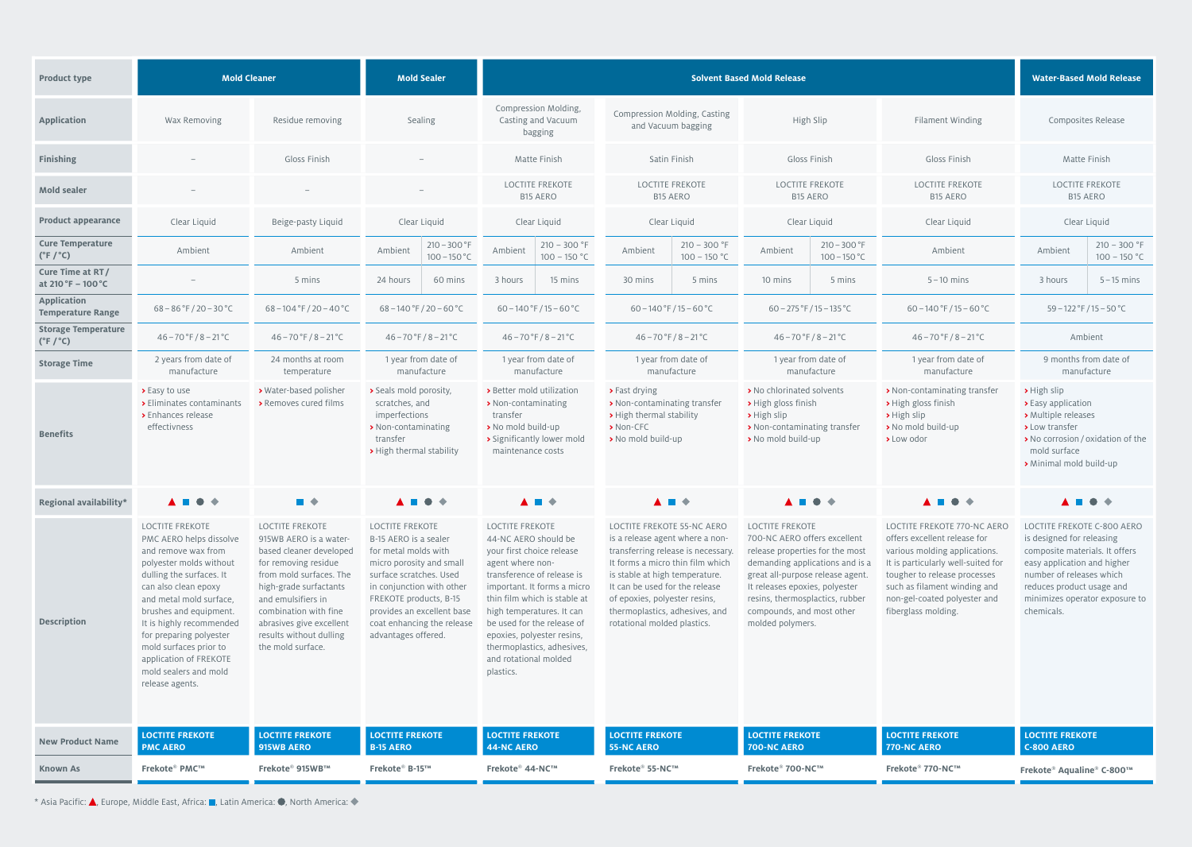| Product type | Mold Cleaner | | Mold Sealer | Solvent Based Mold Release | | | | Water-Based Mold Release |
|---|---|---|---|---|---|---|---|---|
| **Application** | Wax Removing | Residue removing | Sealing | Compression Molding, Casting and Vacuum bagging | Compression Molding, Casting and Vacuum bagging | High Slip | Filament Winding | Composites Release |
| **Finishing** | – | Gloss Finish | – | Matte Finish | Satin Finish | Gloss Finish | Gloss Finish | Matte Finish |
| **Mold sealer** | – | – | – | LOCTITE FREKOTE B15 AERO | LOCTITE FREKOTE B15 AERO | LOCTITE FREKOTE B15 AERO | LOCTITE FREKOTE B15 AERO | LOCTITE FREKOTE B15 AERO |
| **Product appearance** | Clear Liquid | Beige-pasty Liquid | Clear Liquid | Clear Liquid | Clear Liquid | Clear Liquid | Clear Liquid | Clear Liquid |
| **Cure Temperature (°F / °C)** | Ambient | Ambient | Ambient / 210 – 300 °F, 100 – 150 °C | Ambient / 210 – 300 °F, 100 – 150 °C | Ambient / 210 – 300 °F, 100 – 150 °C | Ambient / 210 – 300 °F, 100 – 150 °C | Ambient | Ambient / 210 – 300 °F, 100 – 150 °C |
| **Cure Time at RT / at 210 °F – 100 °C** | – | 5 mins | 24 hours / 60 mins | 3 hours / 15 mins | 30 mins / 5 mins | 10 mins / 5 mins | 5 – 10 mins | 3 hours / 5 – 15 mins |
| **Application Temperature Range** | 68 – 86 °F / 20 – 30 °C | 68 – 104 °F / 20 – 40 °C | 68 – 140 °F / 20 – 60 °C | 60 – 140 °F / 15 – 60 °C | 60 – 140 °F / 15 – 60 °C | 60 – 275 °F / 15 – 135 °C | 60 – 140 °F / 15 – 60 °C | 59 – 122 °F / 15 – 50 °C |
| **Storage Temperature (°F / °C)** | 46 – 70 °F / 8 – 21 °C | 46 – 70 °F / 8 – 21 °C | 46 – 70 °F / 8 – 21 °C | 46 – 70 °F / 8 – 21 °C | 46 – 70 °F / 8 – 21 °C | 46 – 70 °F / 8 – 21 °C | 46 – 70 °F / 8 – 21 °C | Ambient |
| **Storage Time** | 2 years from date of manufacture | 24 months at room temperature | 1 year from date of manufacture | 1 year from date of manufacture | 1 year from date of manufacture | 1 year from date of manufacture | 1 year from date of manufacture | 9 months from date of manufacture |
| **Benefits** | › Easy to use<br>› Eliminates contaminants<br>› Enhances release effectivness | › Water-based polisher<br>› Removes cured films | › Seals mold porosity, scratches, and imperfections<br>› Non-contaminating transfer<br>› High thermal stability | › Better mold utilization<br>› Non-contaminating transfer<br>› No mold build-up<br>› Significantly lower mold maintenance costs | › Fast drying<br>› Non-contaminating transfer<br>› High thermal stability<br>› Non-CFC<br>› No mold build-up | › No chlorinated solvents<br>› High gloss finish<br>› High slip<br>› Non-contaminating transfer<br>› No mold build-up | › Non-contaminating transfer<br>› High gloss finish<br>› High slip<br>› No mold build-up<br>› Low odor | › High slip<br>› Easy application<br>› Multiple releases<br>› Low transfer<br>› No corrosion / oxidation of the mold surface<br>› Minimal mold build-up |
| **Regional availability*** | ▲ ■ ● ◆ | ■ ◆ | ▲ ■ ● ◆ | ▲ ■ ◆ | ▲ ■ ◆ | ▲ ■ ● ◆ | ▲ ■ ● ◆ | ▲ ■ ● ◆ |
| **Description** | LOCTITE FREKOTE PMC AERO helps dissolve and remove wax from polyester molds without dulling the surfaces. It can also clean epoxy and metal mold surface, brushes and equipment. It is highly recommended for preparing polyester mold surfaces prior to application of FREKOTE mold sealers and mold release agents. | LOCTITE FREKOTE 915WB AERO is a water-based cleaner developed for removing residue from mold surfaces. The high-grade surfactants and emulsifiers in combination with fine abrasives give excellent results without dulling the mold surface. | LOCTITE FREKOTE B-15 AERO is a sealer for metal molds with micro porosity and small surface scratches. Used in conjunction with other FREKOTE products, B-15 provides an excellent base coat enhancing the release advantages offered. | LOCTITE FREKOTE 44-NC AERO should be your first choice release agent where non-transference of release is important. It forms a micro thin film which is stable at high temperatures. It can be used for the release of epoxies, polyester resins, thermoplastics, adhesives, and rotational molded plastics. | LOCTITE FREKOTE 55-NC AERO is a release agent where a non-transferring release is necessary. It forms a micro thin film which is stable at high temperature. It can be used for the release of epoxies, polyester resins, thermoplastics, adhesives, and rotational molded plastics. | LOCTITE FREKOTE 700-NC AERO offers excellent release properties for the most demanding applications and is a great all-purpose release agent. It releases epoxies, polyester resins, thermoplastics, rubber compounds, and most other molded polymers. | LOCTITE FREKOTE 770-NC AERO offers excellent release for various molding applications. It is particularly well-suited for tougher to release processes such as filament winding and non-gel-coated polyester and fiberglass molding. | LOCTITE FREKOTE C-800 AERO is designed for releasing composite materials. It offers easy application and higher number of releases which reduces product usage and minimizes operator exposure to chemicals. |
| **New Product Name** | LOCTITE FREKOTE PMC AERO | LOCTITE FREKOTE 915WB AERO | LOCTITE FREKOTE B-15 AERO | LOCTITE FREKOTE 44-NC AERO | LOCTITE FREKOTE 55-NC AERO | LOCTITE FREKOTE 700-NC AERO | LOCTITE FREKOTE 770-NC AERO | LOCTITE FREKOTE C-800 AERO |
| **Known As** | Frekote® PMC™ | Frekote® 915WB™ | Frekote® B-15™ | Frekote® 44-NC™ | Frekote® 55-NC™ | Frekote® 700-NC™ | Frekote® 770-NC™ | Frekote® Aqualine® C-800™ |

* Asia Pacific: ▲, Europe, Middle East, Africa: ■, Latin America: ●, North America: ◆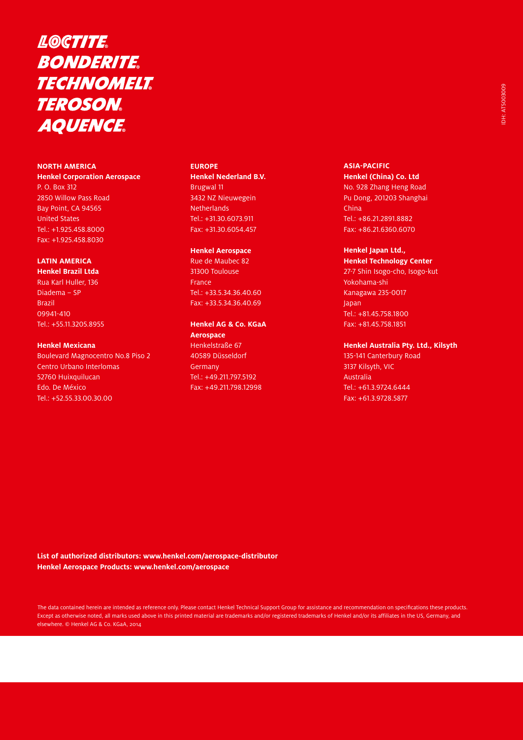**LOCTITE®**
**BONDERITE®**
**TECHNOMELT®**
**TEROSON®**
**AQUENCE®**

**NORTH AMERICA**
**Henkel Corporation Aerospace**
P. O. Box 312
2850 Willow Pass Road
Bay Point, CA 94565
United States
Tel.: +1.925.458.8000
Fax: +1.925.458.8030

**LATIN AMERICA**
**Henkel Brazil Ltda**
Rua Karl Huller, 136
Diadema – SP
Brazil
09941-410
Tel.: +55.11.3205.8955

**Henkel Mexicana**
Boulevard Magnocentro No.8 Piso 2
Centro Urbano Interlomas
52760 Huixquilucan
Edo. De México
Tel.: +52.55.33.00.30.00

**EUROPE**
**Henkel Nederland B.V.**
Brugwal 11
3432 NZ Nieuwegein
Netherlands
Tel.: +31.30.6073.911
Fax: +31.30.6054.457

**Henkel Aerospace**
Rue de Maubec 82
31300 Toulouse
France
Tel.: +33.5.34.36.40.60
Fax: +33.5.34.36.40.69

**Henkel AG & Co. KGaA Aerospace**
Henkelstraße 67
40589 Düsseldorf
Germany
Tel.: +49.211.797.5192
Fax: +49.211.798.12998

**ASIA-PACIFIC**
**Henkel (China) Co. Ltd**
No. 928 Zhang Heng Road
Pu Dong, 201203 Shanghai
China
Tel.: +86.21.2891.8882
Fax: +86.21.6360.6070

**Henkel Japan Ltd., Henkel Technology Center**
27-7 Shin Isogo-cho, Isogo-kut
Yokohama-shi
Kanagawa 235-0017
Japan
Tel.: +81.45.758.1800
Fax: +81.45.758.1851

**Henkel Australia Pty. Ltd., Kilsyth**
135-141 Canterbury Road
3137 Kilsyth, VIC
Australia
Tel.: +61.3.9724.6444
Fax: +61.3.9728.5877

**List of authorized distributors: www.henkel.com/aerospace-distributor**
**Henkel Aerospace Products: www.henkel.com/aerospace**

The data contained herein are intended as reference only. Please contact Henkel Technical Support Group for assistance and recommendation on specifications these products. Except as otherwise noted, all marks used above in this printed material are trademarks and/or registered trademarks of Henkel and/or its affiliates in the US, Germany, and elsewhere. © Henkel AG & Co. KGaA, 2014

IDH: AT5003009